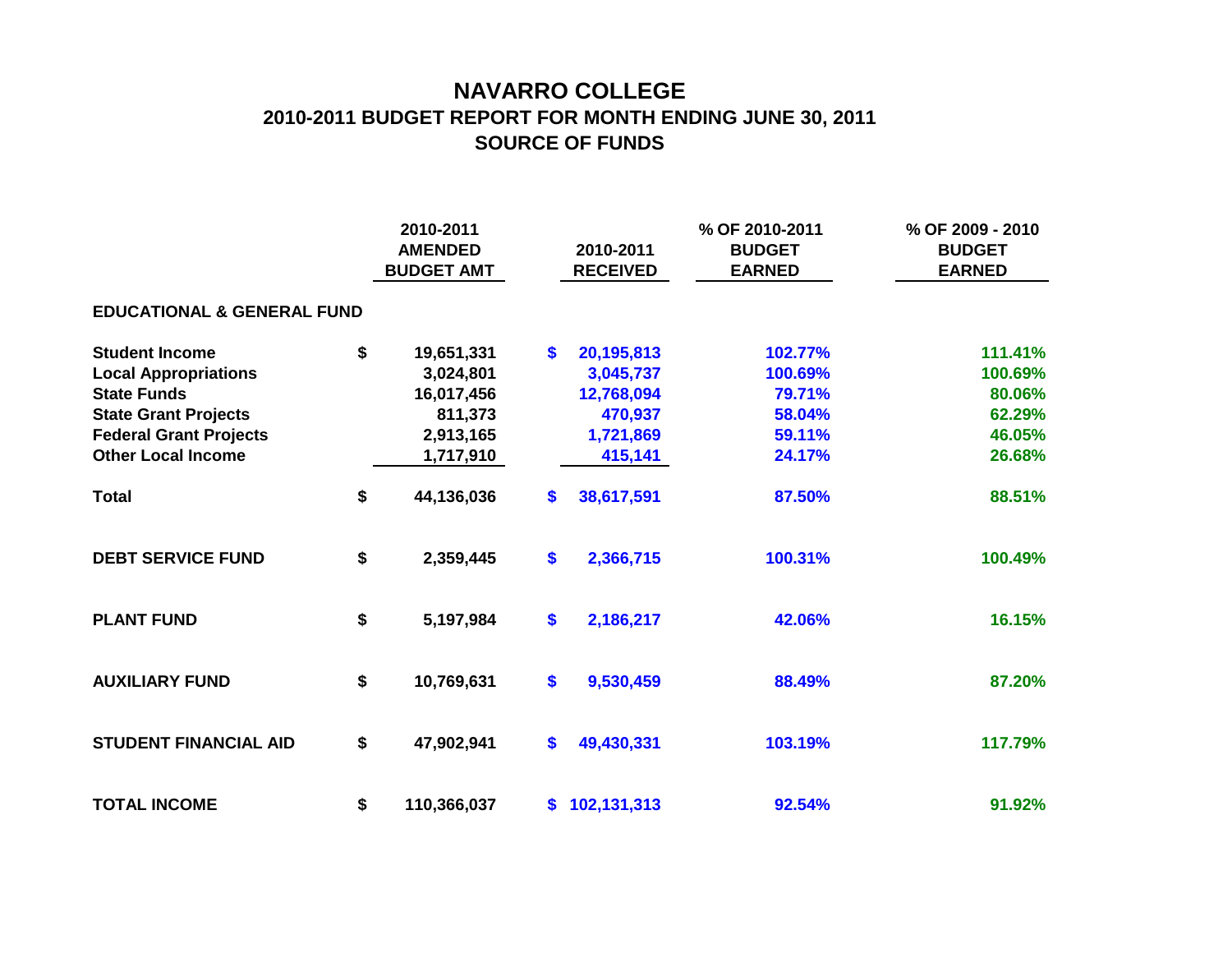# NAVARRO COLLEGE

## 2010-2011 BUDGET REPORT FOR MONTH ENDING JUNE 30, 2011

## SOURCE OF FUNDS

| | 2010-2011 AMENDED BUDGET AMT | 2010-2011 RECEIVED | % OF 2010-2011 BUDGET EARNED | % OF 2009 - 2010 BUDGET EARNED |
|---|---|---|---|---|
| **EDUCATIONAL & GENERAL FUND** | | | | |
| **Student Income** | $ 19,651,331 | $ 20,195,813 | 102.77% | 111.41% |
| **Local Appropriations** | 3,024,801 | 3,045,737 | 100.69% | 100.69% |
| **State Funds** | 16,017,456 | 12,768,094 | 79.71% | 80.06% |
| **State Grant Projects** | 811,373 | 470,937 | 58.04% | 62.29% |
| **Federal Grant Projects** | 2,913,165 | 1,721,869 | 59.11% | 46.05% |
| **Other Local Income** | 1,717,910 | 415,141 | 24.17% | 26.68% |
| **Total** | $ 44,136,036 | $ 38,617,591 | 87.50% | 88.51% |
| **DEBT SERVICE FUND** | $ 2,359,445 | $ 2,366,715 | 100.31% | 100.49% |
| **PLANT FUND** | $ 5,197,984 | $ 2,186,217 | 42.06% | 16.15% |
| **AUXILIARY FUND** | $ 10,769,631 | $ 9,530,459 | 88.49% | 87.20% |
| **STUDENT FINANCIAL AID** | $ 47,902,941 | $ 49,430,331 | 103.19% | 117.79% |
| **TOTAL INCOME** | $ 110,366,037 | $ 102,131,313 | 92.54% | 91.92% |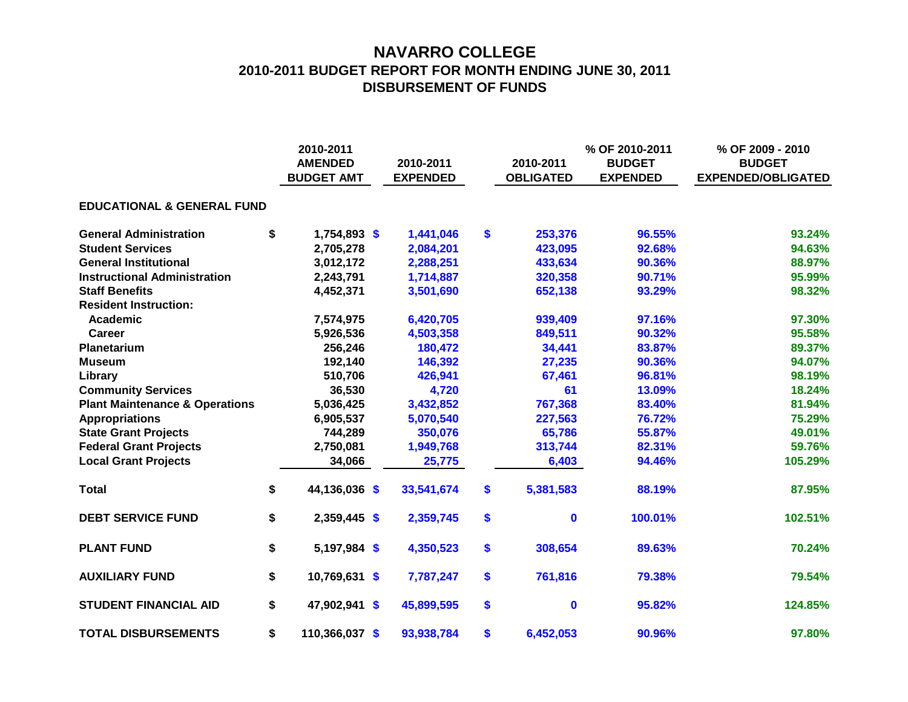# NAVARRO COLLEGE
## 2010-2011 BUDGET REPORT FOR MONTH ENDING JUNE 30, 2011
## DISBURSEMENT OF FUNDS

| | 2010-2011 AMENDED BUDGET AMT | 2010-2011 EXPENDED | 2010-2011 OBLIGATED | % OF 2010-2011 BUDGET EXPENDED | % OF 2009 - 2010 BUDGET EXPENDED/OBLIGATED |
|---|---|---|---|---|---|
| **EDUCATIONAL & GENERAL FUND** | | | | | |
| General Administration | $ 1,754,893 | $ 1,441,046 | $ 253,376 | 96.55% | 93.24% |
| Student Services | 2,705,278 | 2,084,201 | 423,095 | 92.68% | 94.63% |
| General Institutional | 3,012,172 | 2,288,251 | 433,634 | 90.36% | 88.97% |
| Instructional Administration | 2,243,791 | 1,714,887 | 320,358 | 90.71% | 95.99% |
| Staff Benefits | 4,452,371 | 3,501,690 | 652,138 | 93.29% | 98.32% |
| Resident Instruction: | | | | | |
| Academic | 7,574,975 | 6,420,705 | 939,409 | 97.16% | 97.30% |
| Career | 5,926,536 | 4,503,358 | 849,511 | 90.32% | 95.58% |
| Planetarium | 256,246 | 180,472 | 34,441 | 83.87% | 89.37% |
| Museum | 192,140 | 146,392 | 27,235 | 90.36% | 94.07% |
| Library | 510,706 | 426,941 | 67,461 | 96.81% | 98.19% |
| Community Services | 36,530 | 4,720 | 61 | 13.09% | 18.24% |
| Plant Maintenance & Operations | 5,036,425 | 3,432,852 | 767,368 | 83.40% | 81.94% |
| Appropriations | 6,905,537 | 5,070,540 | 227,563 | 76.72% | 75.29% |
| State Grant Projects | 744,289 | 350,076 | 65,786 | 55.87% | 49.01% |
| Federal Grant Projects | 2,750,081 | 1,949,768 | 313,744 | 82.31% | 59.76% |
| Local Grant Projects | 34,066 | 25,775 | 6,403 | 94.46% | 105.29% |
| **Total** | $ 44,136,036 | $ 33,541,674 | $ 5,381,583 | 88.19% | 87.95% |
| **DEBT SERVICE FUND** | $ 2,359,445 | $ 2,359,745 | $ 0 | 100.01% | 102.51% |
| **PLANT FUND** | $ 5,197,984 | $ 4,350,523 | $ 308,654 | 89.63% | 70.24% |
| **AUXILIARY FUND** | $ 10,769,631 | $ 7,787,247 | $ 761,816 | 79.38% | 79.54% |
| **STUDENT FINANCIAL AID** | $ 47,902,941 | $ 45,899,595 | $ 0 | 95.82% | 124.85% |
| **TOTAL DISBURSEMENTS** | $ 110,366,037 | $ 93,938,784 | $ 6,452,053 | 90.96% | 97.80% |